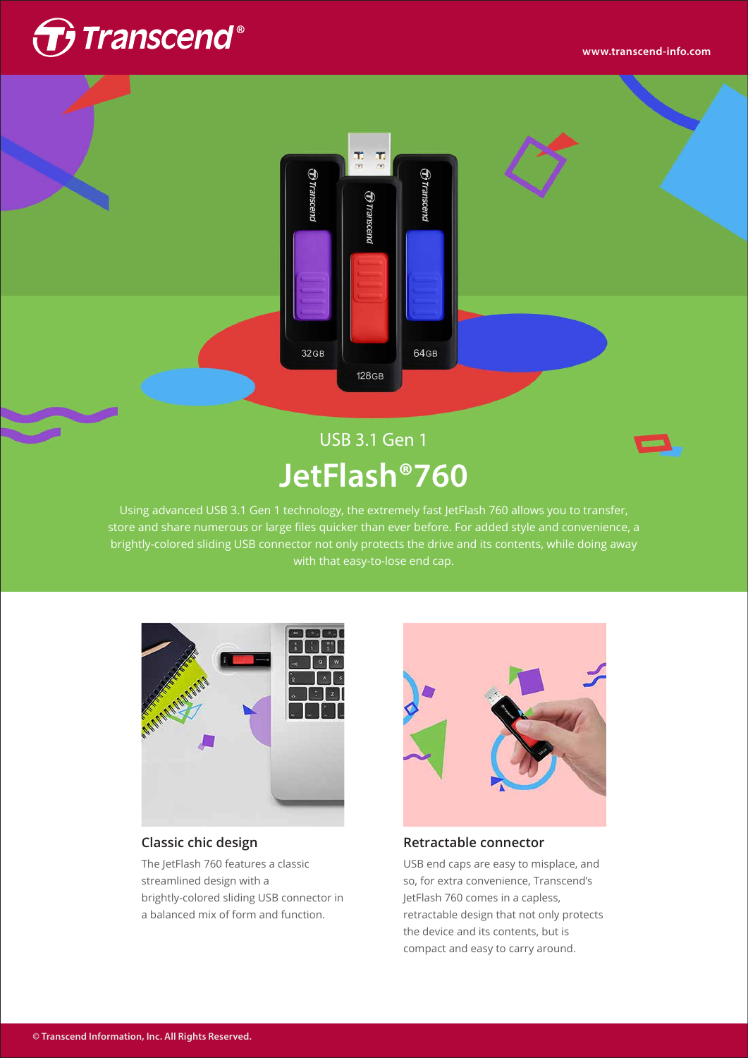USB 3.1 Gen 1

# JetFlash®760

Using advanced USB 3.1 Gen 1 technology, the extremely fast JetFlash 760 allows you to transfer, store and share numerous or large files quicker than ever before. For added style and convenience, a brightly-colored sliding USB connector not only protects the drive and its contents, while doing away with that easy-to-lose end cap.

### Classic chic design

The JetFlash 760 features a classic streamlined design with a brightly-colored sliding USB connector in a balanced mix of form and function.

### Retractable connector

USB end caps are easy to misplace, and so, for extra convenience, Transcend's JetFlash 760 comes in a capless, retractable design that not only protects the device and its contents, but is compact and easy to carry around.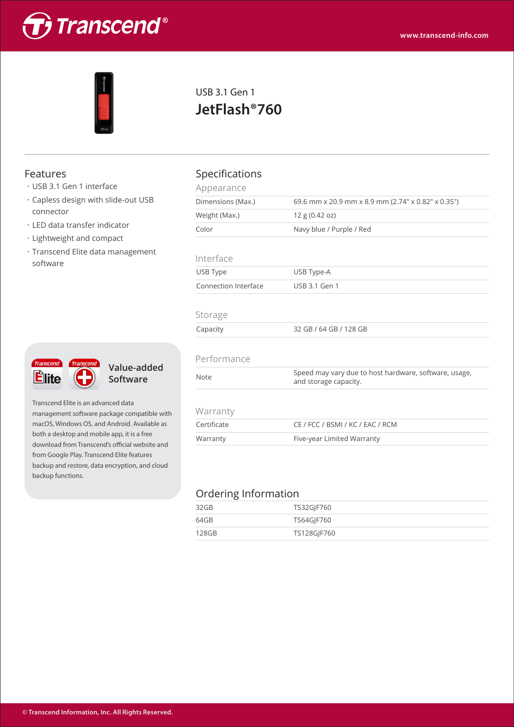USB 3.1 Gen 1

# JetFlash®760

## Features

- USB 3.1 Gen 1 interface
- Capless design with slide-out USB connector
- LED data transfer indicator
- Lightweight and compact
- Transcend Elite data management software

### Value-added Software

Transcend Elite is an advanced data management software package compatible with macOS, Windows OS, and Android. Available as both a desktop and mobile app, it is a free download from Transcend's official website and from Google Play. Transcend Elite features backup and restore, data encryption, and cloud backup functions.

## Specifications

### Appearance

| | |
|---|---|
| Dimensions (Max.) | 69.6 mm x 20.9 mm x 8.9 mm (2.74" x 0.82" x 0.35") |
| Weight (Max.) | 12 g (0.42 oz) |
| Color | Navy blue / Purple / Red |

### Interface

| | |
|---|---|
| USB Type | USB Type-A |
| Connection Interface | USB 3.1 Gen 1 |

### Storage

| | |
|---|---|
| Capacity | 32 GB / 64 GB / 128 GB |

### Performance

| | |
|---|---|
| Note | Speed may vary due to host hardware, software, usage, and storage capacity. |

### Warranty

| | |
|---|---|
| Certificate | CE / FCC / BSMI / KC / EAC / RCM |
| Warranty | Five-year Limited Warranty |

## Ordering Information

| | |
|---|---|
| 32GB | TS32GJF760 |
| 64GB | TS64GJF760 |
| 128GB | TS128GJF760 |